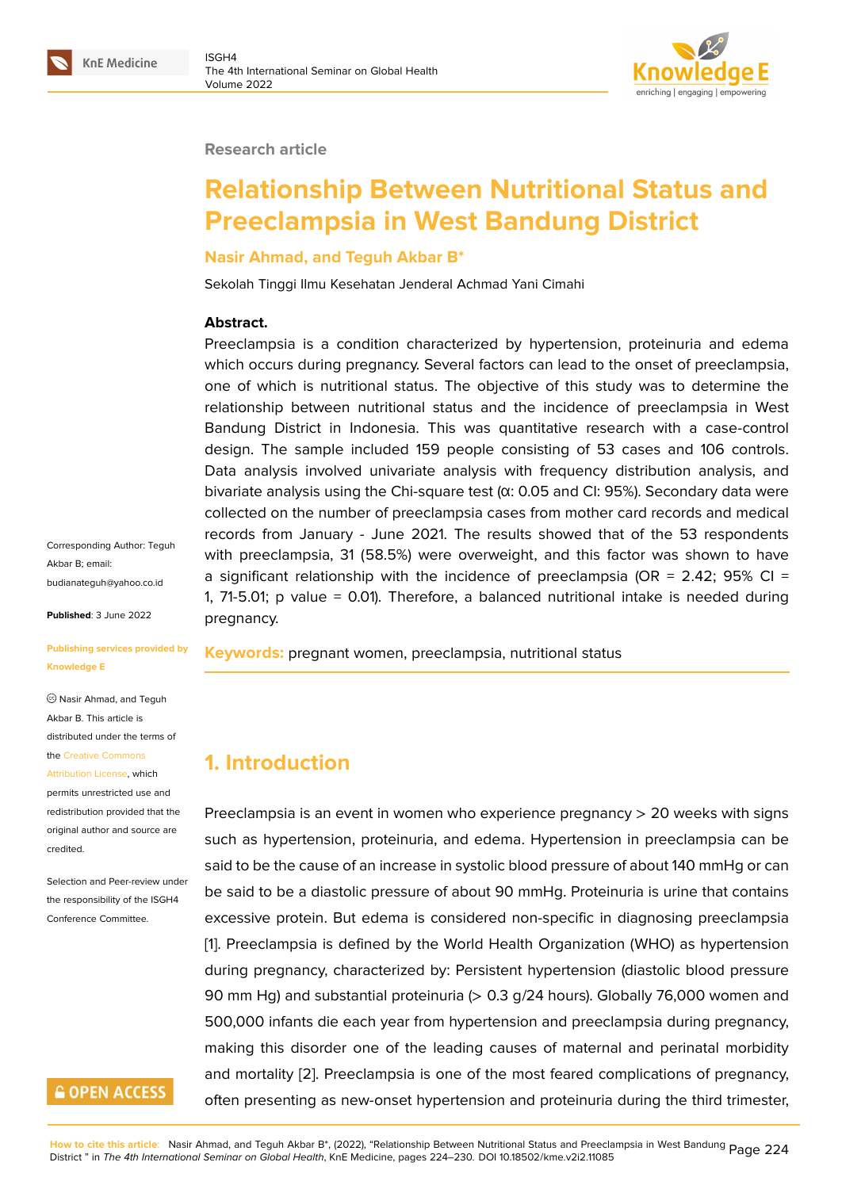Research article

# Relationship Between Nutritional Status and Preeclampsia in West Bandung District

**Nasir Ahmad, and Teguh Akbar B***

Sekolah Tinggi Ilmu Kesehatan Jenderal Achmad Yani Cimahi

**Abstract.**

Preeclampsia is a condition characterized by hypertension, proteinuria and edema which occurs during pregnancy. Several factors can lead to the onset of preeclampsia, one of which is nutritional status. The objective of this study was to determine the relationship between nutritional status and the incidence of preeclampsia in West Bandung District in Indonesia. This was quantitative research with a case-control design. The sample included 159 people consisting of 53 cases and 106 controls. Data analysis involved univariate analysis with frequency distribution analysis, and bivariate analysis using the Chi-square test (α: 0.05 and CI: 95%). Secondary data were collected on the number of preeclampsia cases from mother card records and medical records from January - June 2021. The results showed that of the 53 respondents with preeclampsia, 31 (58.5%) were overweight, and this factor was shown to have a significant relationship with the incidence of preeclampsia (OR = 2.42; 95% CI = 1, 71-5.01; p value = 0.01). Therefore, a balanced nutritional intake is needed during pregnancy.

**Keywords:** pregnant women, preeclampsia, nutritional status

Corresponding Author: Teguh Akbar B; email: budianateguh@yahoo.co.id

**Published**: 3 June 2022

**Publishing services provided by Knowledge E**

© Nasir Ahmad, and Teguh Akbar B. This article is distributed under the terms of the Creative Commons Attribution License, which permits unrestricted use and redistribution provided that the original author and source are credited.

Selection and Peer-review under the responsibility of the ISGH4 Conference Committee.

## 1. Introduction

Preeclampsia is an event in women who experience pregnancy > 20 weeks with signs such as hypertension, proteinuria, and edema. Hypertension in preeclampsia can be said to be the cause of an increase in systolic blood pressure of about 140 mmHg or can be said to be a diastolic pressure of about 90 mmHg. Proteinuria is urine that contains excessive protein. But edema is considered non-specific in diagnosing preeclampsia [1]. Preeclampsia is defined by the World Health Organization (WHO) as hypertension during pregnancy, characterized by: Persistent hypertension (diastolic blood pressure 90 mm Hg) and substantial proteinuria (> 0.3 g/24 hours). Globally 76,000 women and 500,000 infants die each year from hypertension and preeclampsia during pregnancy, making this disorder one of the leading causes of maternal and perinatal morbidity and mortality [2]. Preeclampsia is one of the most feared complications of pregnancy, often presenting as new-onset hypertension and proteinuria during the third trimester,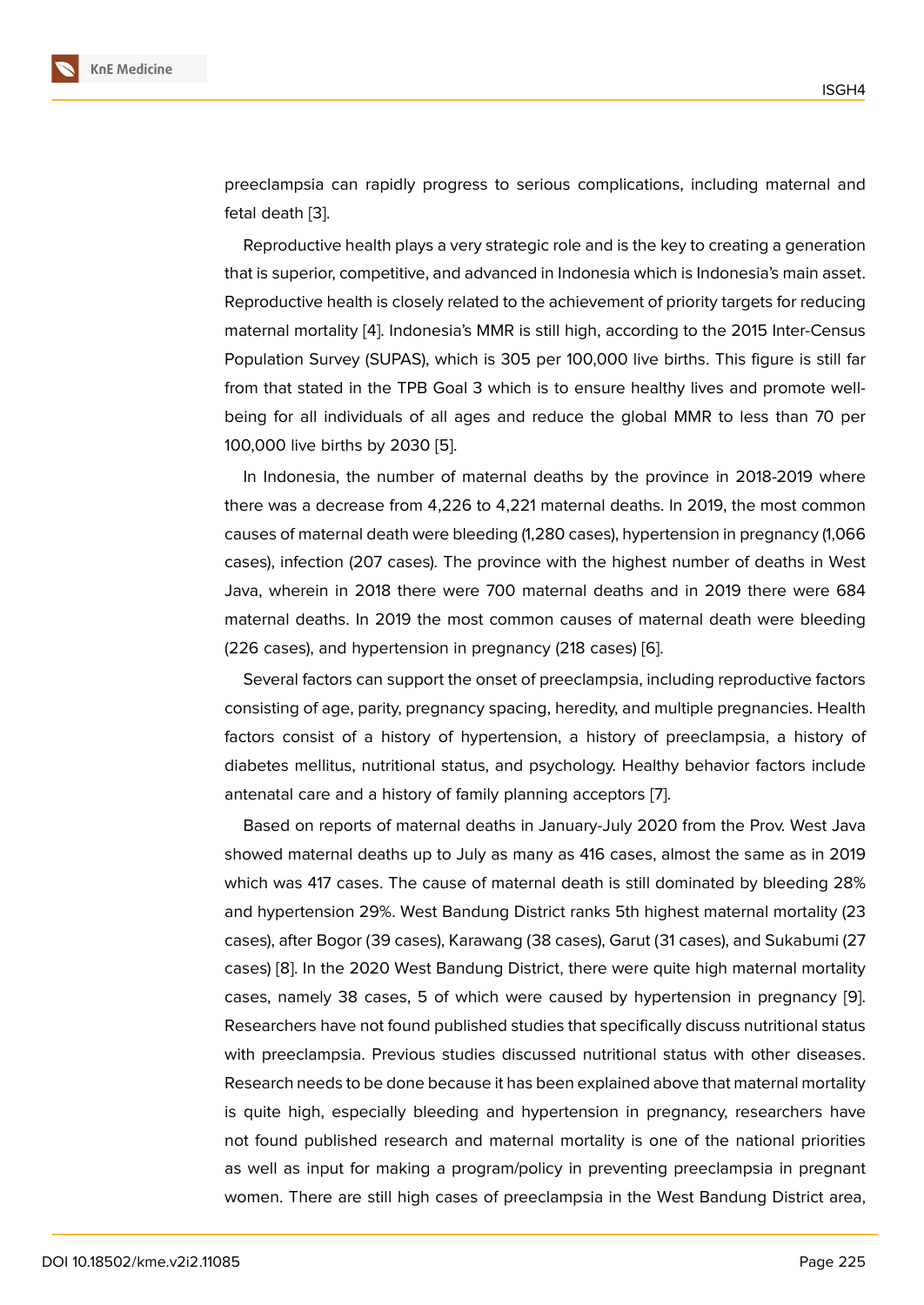preeclampsia can rapidly progress to serious complications, including maternal and fetal death [3].

Reproductive health plays a very strategic role and is the key to creating a generation that is superior, competitive, and advanced in Indonesia which is Indonesia's main asset. Reproductive health is closely related to the achievement of priority targets for reducing maternal mortality [4]. Indonesia's MMR is still high, according to the 2015 Inter-Census Population Survey (SUPAS), which is 305 per 100,000 live births. This figure is still far from that stated in the TPB Goal 3 which is to ensure healthy lives and promote well-being for all individuals of all ages and reduce the global MMR to less than 70 per 100,000 live births by 2030 [5].

In Indonesia, the number of maternal deaths by the province in 2018-2019 where there was a decrease from 4,226 to 4,221 maternal deaths. In 2019, the most common causes of maternal death were bleeding (1,280 cases), hypertension in pregnancy (1,066 cases), infection (207 cases). The province with the highest number of deaths in West Java, wherein in 2018 there were 700 maternal deaths and in 2019 there were 684 maternal deaths. In 2019 the most common causes of maternal death were bleeding (226 cases), and hypertension in pregnancy (218 cases) [6].

Several factors can support the onset of preeclampsia, including reproductive factors consisting of age, parity, pregnancy spacing, heredity, and multiple pregnancies. Health factors consist of a history of hypertension, a history of preeclampsia, a history of diabetes mellitus, nutritional status, and psychology. Healthy behavior factors include antenatal care and a history of family planning acceptors [7].

Based on reports of maternal deaths in January-July 2020 from the Prov. West Java showed maternal deaths up to July as many as 416 cases, almost the same as in 2019 which was 417 cases. The cause of maternal death is still dominated by bleeding 28% and hypertension 29%. West Bandung District ranks 5th highest maternal mortality (23 cases), after Bogor (39 cases), Karawang (38 cases), Garut (31 cases), and Sukabumi (27 cases) [8]. In the 2020 West Bandung District, there were quite high maternal mortality cases, namely 38 cases, 5 of which were caused by hypertension in pregnancy [9]. Researchers have not found published studies that specifically discuss nutritional status with preeclampsia. Previous studies discussed nutritional status with other diseases. Research needs to be done because it has been explained above that maternal mortality is quite high, especially bleeding and hypertension in pregnancy, researchers have not found published research and maternal mortality is one of the national priorities as well as input for making a program/policy in preventing preeclampsia in pregnant women. There are still high cases of preeclampsia in the West Bandung District area,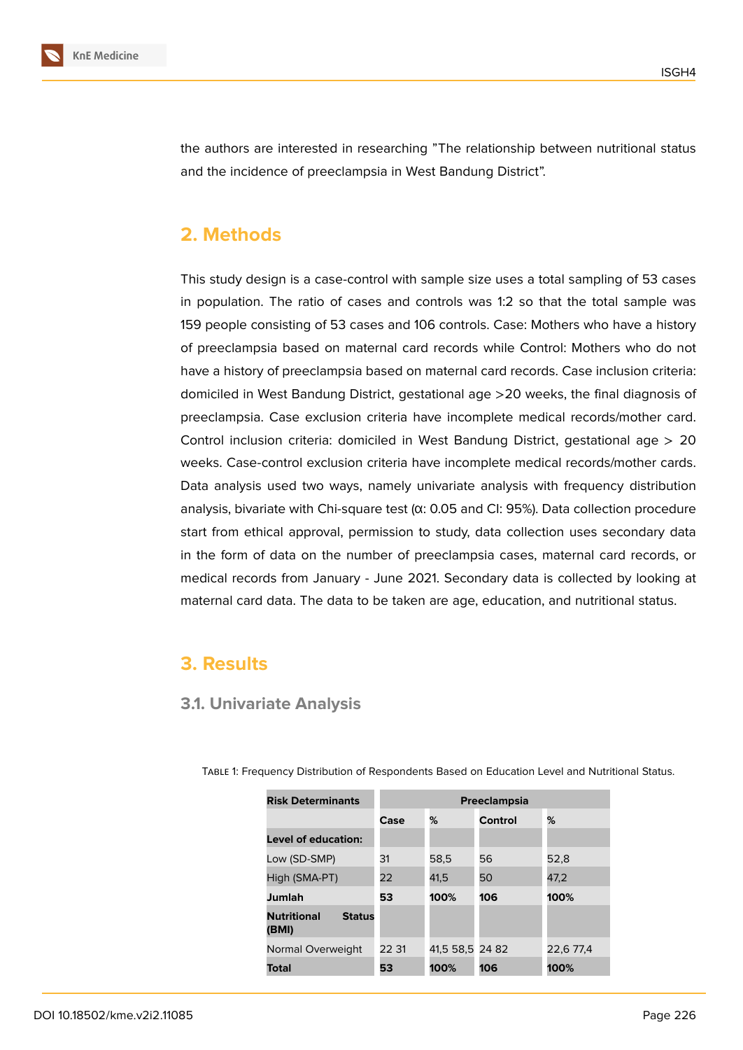the authors are interested in researching "The relationship between nutritional status and the incidence of preeclampsia in West Bandung District".

## 2. Methods

This study design is a case-control with sample size uses a total sampling of 53 cases in population. The ratio of cases and controls was 1:2 so that the total sample was 159 people consisting of 53 cases and 106 controls. Case: Mothers who have a history of preeclampsia based on maternal card records while Control: Mothers who do not have a history of preeclampsia based on maternal card records. Case inclusion criteria: domiciled in West Bandung District, gestational age >20 weeks, the final diagnosis of preeclampsia. Case exclusion criteria have incomplete medical records/mother card. Control inclusion criteria: domiciled in West Bandung District, gestational age > 20 weeks. Case-control exclusion criteria have incomplete medical records/mother cards. Data analysis used two ways, namely univariate analysis with frequency distribution analysis, bivariate with Chi-square test (α: 0.05 and CI: 95%). Data collection procedure start from ethical approval, permission to study, data collection uses secondary data in the form of data on the number of preeclampsia cases, maternal card records, or medical records from January - June 2021. Secondary data is collected by looking at maternal card data. The data to be taken are age, education, and nutritional status.

## 3. Results

### 3.1. Univariate Analysis

Table 1: Frequency Distribution of Respondents Based on Education Level and Nutritional Status.

| **Risk Determinants** | **Preeclampsia** | | | |
|---|---|---|---|---|
| | **Case** | **%** | **Control** | **%** |
| **Level of education:** | | | | |
| Low (SD-SMP) | 31 | 58,5 | 56 | 52,8 |
| High (SMA-PT) | 22 | 41,5 | 50 | 47,2 |
| **Jumlah** | **53** | **100%** | **106** | **100%** |
| **Nutritional Status (BMI)** | | | | |
| Normal Overweight | 22 31 | 41,5 58,5 | 24 82 | 22,6 77,4 |
| **Total** | **53** | **100%** | **106** | **100%** |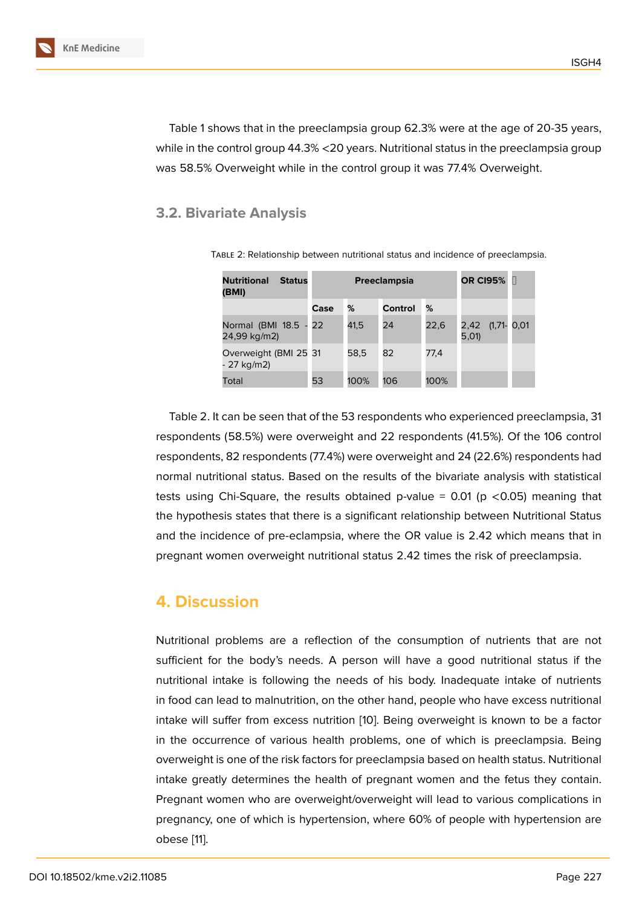Table 1 shows that in the preeclampsia group 62.3% were at the age of 20-35 years, while in the control group 44.3% <20 years. Nutritional status in the preeclampsia group was 58.5% Overweight while in the control group it was 77.4% Overweight.

## 3.2. Bivariate Analysis

Table 2: Relationship between nutritional status and incidence of preeclampsia.

| Nutritional Status (BMI) | Preeclampsia | | | | OR CI95% | |
|---|---|---|---|---|---|---|
| | Case | % | Control | % | | |
| Normal (BMI 18.5 - 24,99 kg/m2) | 22 | 41,5 | 24 | 22,6 | 2,42 (1,71-5,01) | 0,01 |
| Overweight (BMI 25 - 27 kg/m2) | 31 | 58,5 | 82 | 77,4 | | |
| Total | 53 | 100% | 106 | 100% | | |

Table 2. It can be seen that of the 53 respondents who experienced preeclampsia, 31 respondents (58.5%) were overweight and 22 respondents (41.5%). Of the 106 control respondents, 82 respondents (77.4%) were overweight and 24 (22.6%) respondents had normal nutritional status. Based on the results of the bivariate analysis with statistical tests using Chi-Square, the results obtained p-value = 0.01 ($p < 0.05$) meaning that the hypothesis states that there is a significant relationship between Nutritional Status and the incidence of pre-eclampsia, where the OR value is 2.42 which means that in pregnant women overweight nutritional status 2.42 times the risk of preeclampsia.

# 4. Discussion

Nutritional problems are a reflection of the consumption of nutrients that are not sufficient for the body's needs. A person will have a good nutritional status if the nutritional intake is following the needs of his body. Inadequate intake of nutrients in food can lead to malnutrition, on the other hand, people who have excess nutritional intake will suffer from excess nutrition [10]. Being overweight is known to be a factor in the occurrence of various health problems, one of which is preeclampsia. Being overweight is one of the risk factors for preeclampsia based on health status. Nutritional intake greatly determines the health of pregnant women and the fetus they contain. Pregnant women who are overweight/overweight will lead to various complications in pregnancy, one of which is hypertension, where 60% of people with hypertension are obese [11].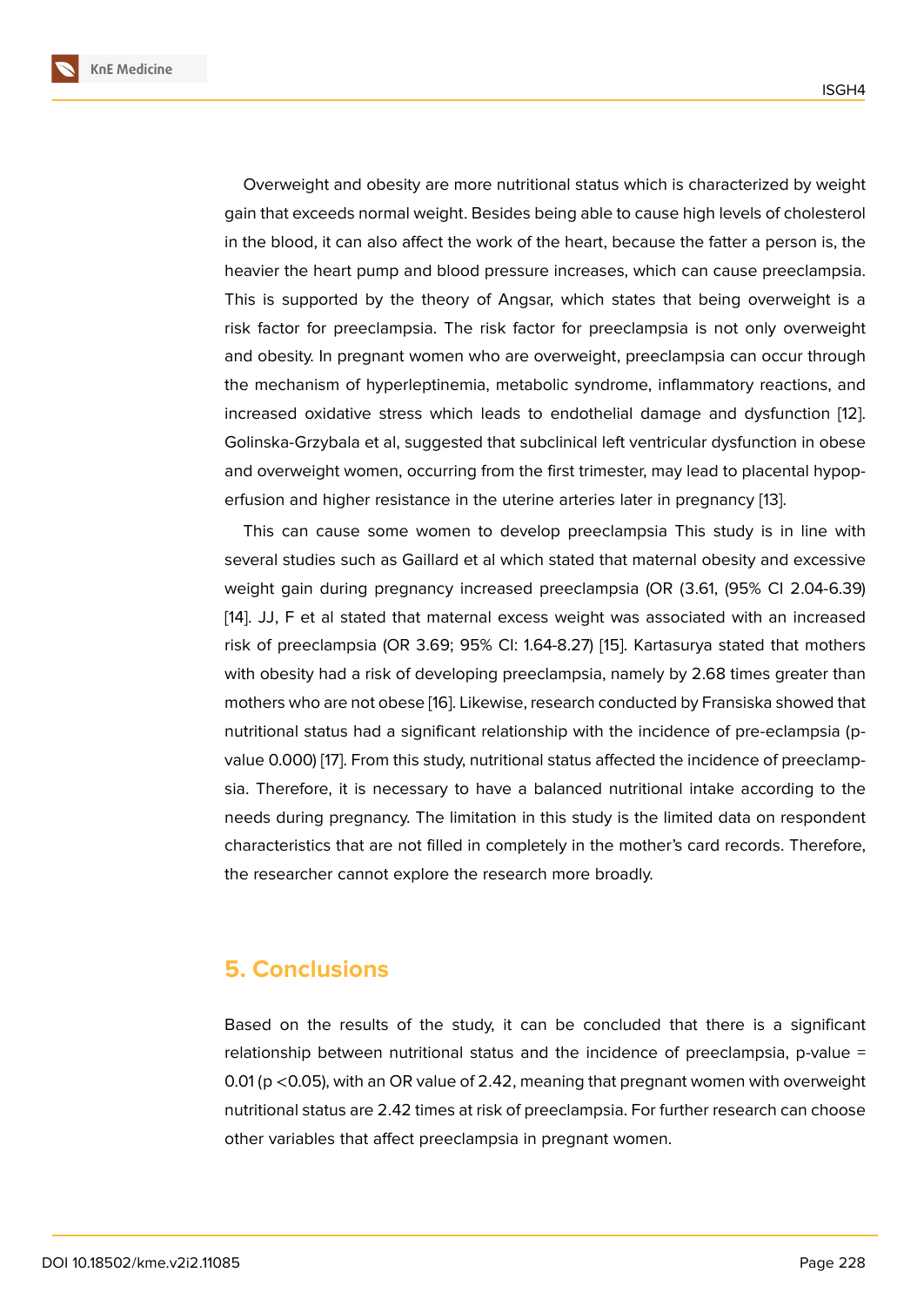Overweight and obesity are more nutritional status which is characterized by weight gain that exceeds normal weight. Besides being able to cause high levels of cholesterol in the blood, it can also affect the work of the heart, because the fatter a person is, the heavier the heart pump and blood pressure increases, which can cause preeclampsia. This is supported by the theory of Angsar, which states that being overweight is a risk factor for preeclampsia. The risk factor for preeclampsia is not only overweight and obesity. In pregnant women who are overweight, preeclampsia can occur through the mechanism of hyperleptinemia, metabolic syndrome, inflammatory reactions, and increased oxidative stress which leads to endothelial damage and dysfunction [12]. Golinska-Grzybala et al, suggested that subclinical left ventricular dysfunction in obese and overweight women, occurring from the first trimester, may lead to placental hypoperfusion and higher resistance in the uterine arteries later in pregnancy [13].

This can cause some women to develop preeclampsia This study is in line with several studies such as Gaillard et al which stated that maternal obesity and excessive weight gain during pregnancy increased preeclampsia (OR (3.61, (95% CI 2.04-6.39) [14]. JJ, F et al stated that maternal excess weight was associated with an increased risk of preeclampsia (OR 3.69; 95% CI: 1.64-8.27) [15]. Kartasurya stated that mothers with obesity had a risk of developing preeclampsia, namely by 2.68 times greater than mothers who are not obese [16]. Likewise, research conducted by Fransiska showed that nutritional status had a significant relationship with the incidence of pre-eclampsia (p-value 0.000) [17]. From this study, nutritional status affected the incidence of preeclampsia. Therefore, it is necessary to have a balanced nutritional intake according to the needs during pregnancy. The limitation in this study is the limited data on respondent characteristics that are not filled in completely in the mother's card records. Therefore, the researcher cannot explore the research more broadly.

## 5. Conclusions

Based on the results of the study, it can be concluded that there is a significant relationship between nutritional status and the incidence of preeclampsia, p-value = 0.01 ($p < 0.05$), with an OR value of 2.42, meaning that pregnant women with overweight nutritional status are 2.42 times at risk of preeclampsia. For further research can choose other variables that affect preeclampsia in pregnant women.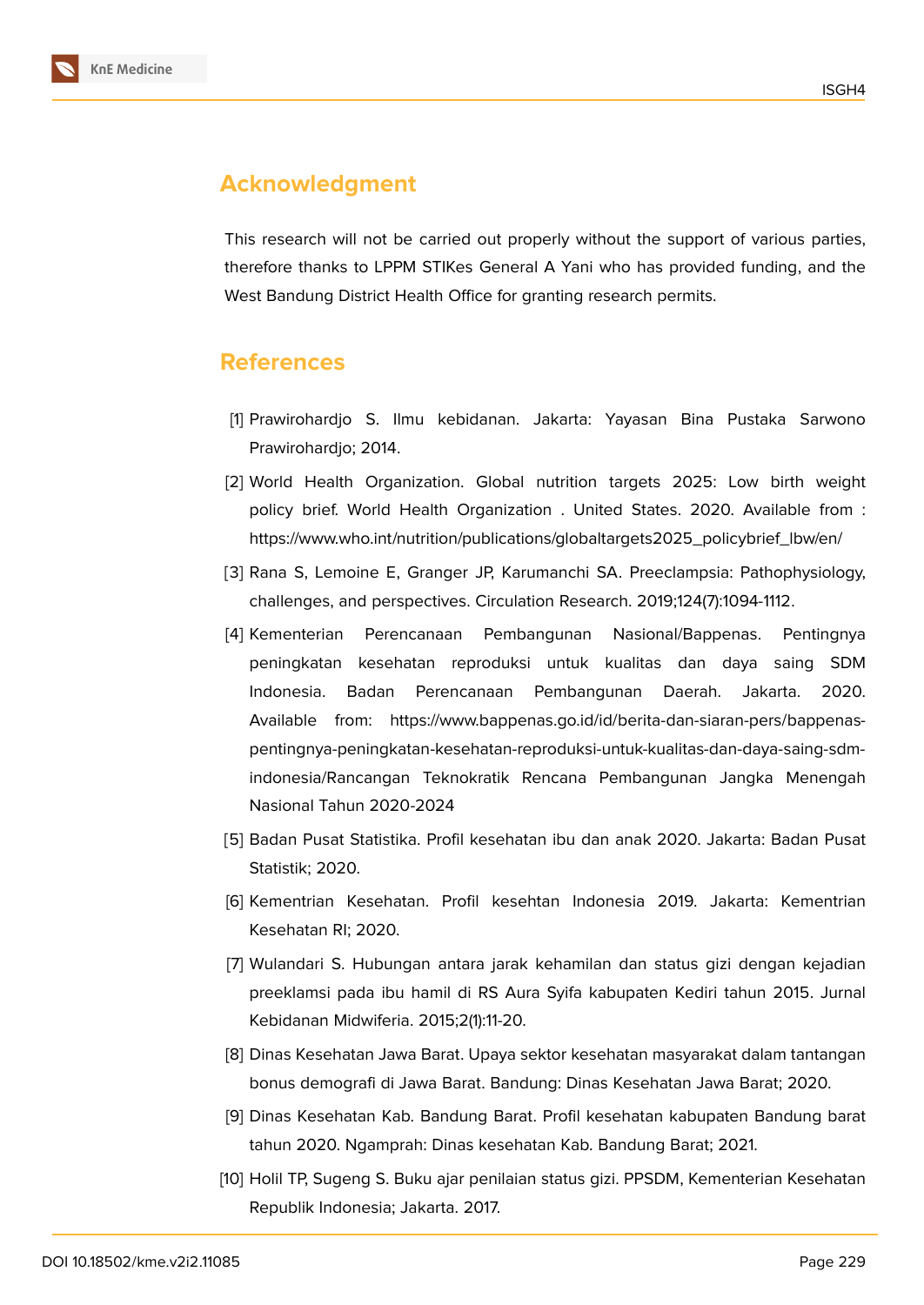## Acknowledgment

This research will not be carried out properly without the support of various parties, therefore thanks to LPPM STIKes General A Yani who has provided funding, and the West Bandung District Health Office for granting research permits.

## References

[1] Prawirohardjo S. Ilmu kebidanan. Jakarta: Yayasan Bina Pustaka Sarwono Prawirohardjo; 2014.

[2] World Health Organization. Global nutrition targets 2025: Low birth weight policy brief. World Health Organization . United States. 2020. Available from : https://www.who.int/nutrition/publications/globaltargets2025_policybrief_lbw/en/

[3] Rana S, Lemoine E, Granger JP, Karumanchi SA. Preeclampsia: Pathophysiology, challenges, and perspectives. Circulation Research. 2019;124(7):1094-1112.

[4] Kementerian Perencanaan Pembangunan Nasional/Bappenas. Pentingnya peningkatan kesehatan reproduksi untuk kualitas dan daya saing SDM Indonesia. Badan Perencanaan Pembangunan Daerah. Jakarta. 2020. Available from: https://www.bappenas.go.id/id/berita-dan-siaran-pers/bappenas-pentingnya-peningkatan-kesehatan-reproduksi-untuk-kualitas-dan-daya-saing-sdm-indonesia/Rancangan Teknokratik Rencana Pembangunan Jangka Menengah Nasional Tahun 2020-2024

[5] Badan Pusat Statistika. Profil kesehatan ibu dan anak 2020. Jakarta: Badan Pusat Statistik; 2020.

[6] Kementrian Kesehatan. Profil kesehtan Indonesia 2019. Jakarta: Kementrian Kesehatan RI; 2020.

[7] Wulandari S. Hubungan antara jarak kehamilan dan status gizi dengan kejadian preeklamsi pada ibu hamil di RS Aura Syifa kabupaten Kediri tahun 2015. Jurnal Kebidanan Midwiferia. 2015;2(1):11-20.

[8] Dinas Kesehatan Jawa Barat. Upaya sektor kesehatan masyarakat dalam tantangan bonus demografi di Jawa Barat. Bandung: Dinas Kesehatan Jawa Barat; 2020.

[9] Dinas Kesehatan Kab. Bandung Barat. Profil kesehatan kabupaten Bandung barat tahun 2020. Ngamprah: Dinas kesehatan Kab. Bandung Barat; 2021.

[10] Holil TP, Sugeng S. Buku ajar penilaian status gizi. PPSDM, Kementerian Kesehatan Republik Indonesia; Jakarta. 2017.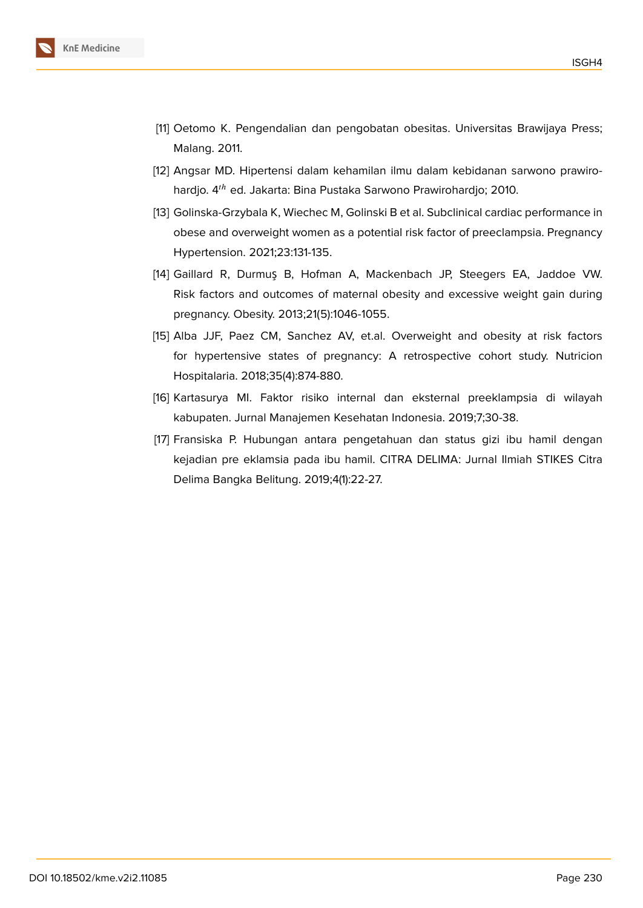[11] Oetomo K. Pengendalian dan pengobatan obesitas. Universitas Brawijaya Press; Malang. 2011.

[12] Angsar MD. Hipertensi dalam kehamilan ilmu dalam kebidanan sarwono prawirohardjo. $4^{th}$ ed. Jakarta: Bina Pustaka Sarwono Prawirohardjo; 2010.

[13] Golinska-Grzybala K, Wiechec M, Golinski B et al. Subclinical cardiac performance in obese and overweight women as a potential risk factor of preeclampsia. Pregnancy Hypertension. 2021;23:131-135.

[14] Gaillard R, Durmuş B, Hofman A, Mackenbach JP, Steegers EA, Jaddoe VW. Risk factors and outcomes of maternal obesity and excessive weight gain during pregnancy. Obesity. 2013;21(5):1046-1055.

[15] Alba JJF, Paez CM, Sanchez AV, et.al. Overweight and obesity at risk factors for hypertensive states of pregnancy: A retrospective cohort study. Nutricion Hospitalaria. 2018;35(4):874-880.

[16] Kartasurya MI. Faktor risiko internal dan eksternal preeklampsia di wilayah kabupaten. Jurnal Manajemen Kesehatan Indonesia. 2019;7;30-38.

[17] Fransiska P. Hubungan antara pengetahuan dan status gizi ibu hamil dengan kejadian pre eklamsia pada ibu hamil. CITRA DELIMA: Jurnal Ilmiah STIKES Citra Delima Bangka Belitung. 2019;4(1):22-27.